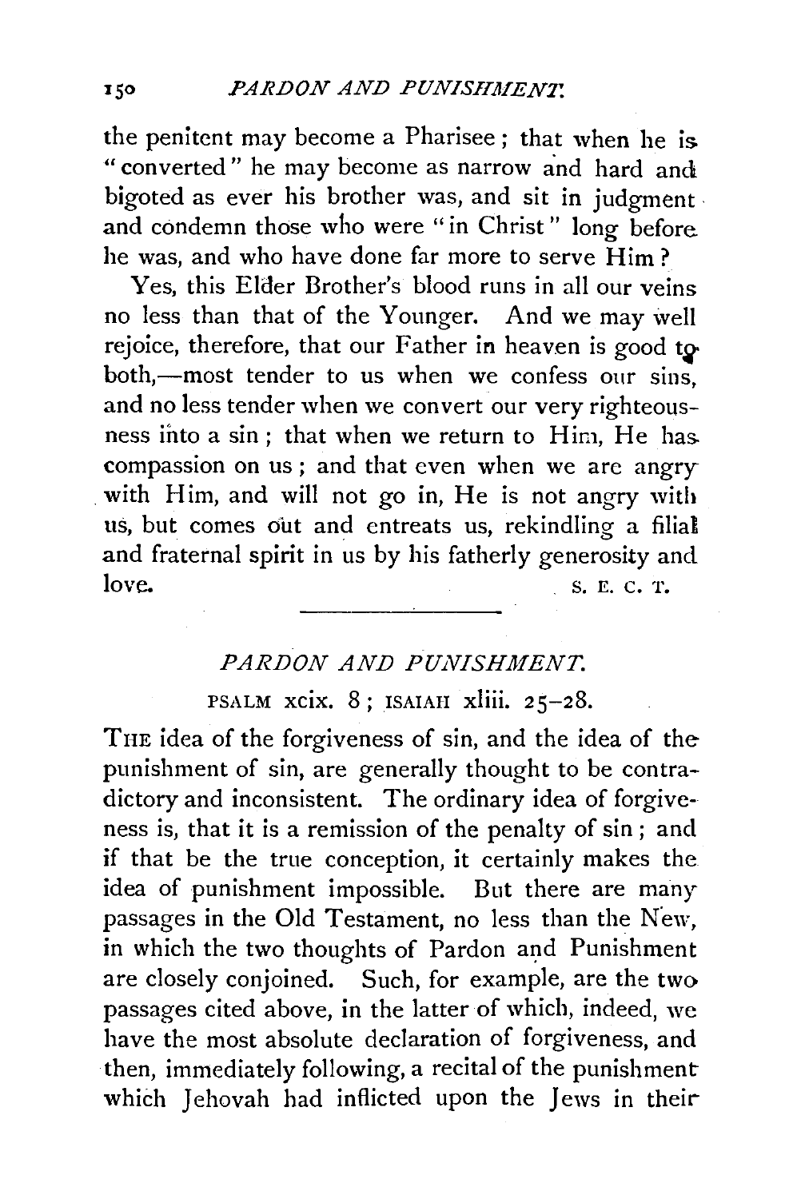the penitent may become a Pharisee; that when he is "converted" he may become as narrow and hard and bigoted as ever his brother was, and sit in judgment and condemn those who were "in Christ" long before he was, and who have done far more to serve Him?

Yes, this Elder Brother's blood runs in all our veins no less than that of the Younger. And we may well rejoice, therefore, that our Father in heaven is good to both,—most tender to us when we confess our sins, and no less tender when we convert our very righteousness into a sin; that when we return to Him, He has compassion on us; and that even when we are angry with Him, and will not go in, He is not angry with us, but comes out and entreats us, rekindling a filial and fraternal spirit in us by his fatherly generosity and love.

S. E. C. T.

---

## *PARDON AND PUNISHMENT.*

PSALM xcix. 8; ISAIAH xliii. 25–28.

THE idea of the forgiveness of sin, and the idea of the punishment of sin, are generally thought to be contradictory and inconsistent. The ordinary idea of forgiveness is, that it is a remission of the penalty of sin; and if that be the true conception, it certainly makes the idea of punishment impossible. But there are many passages in the Old Testament, no less than the New, in which the two thoughts of Pardon and Punishment are closely conjoined. Such, for example, are the two passages cited above, in the latter of which, indeed, we have the most absolute declaration of forgiveness, and then, immediately following, a recital of the punishment which Jehovah had inflicted upon the Jews in their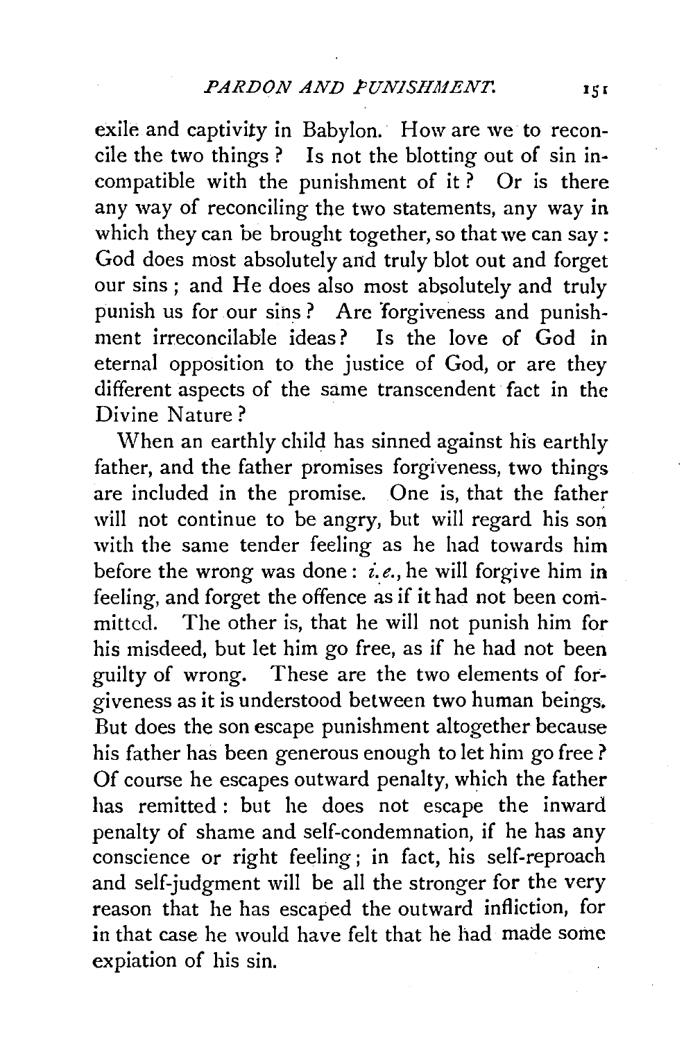exile and captivity in Babylon. How are we to reconcile the two things? Is not the blotting out of sin incompatible with the punishment of it? Or is there any way of reconciling the two statements, any way in which they can be brought together, so that we can say: God does most absolutely and truly blot out and forget our sins; and He does also most absolutely and truly punish us for our sins? Are forgiveness and punishment irreconcilable ideas? Is the love of God in eternal opposition to the justice of God, or are they different aspects of the same transcendent fact in the Divine Nature?

When an earthly child has sinned against his earthly father, and the father promises forgiveness, two things are included in the promise. One is, that the father will not continue to be angry, but will regard his son with the same tender feeling as he had towards him before the wrong was done: *i.e.*, he will forgive him in feeling, and forget the offence as if it had not been committed. The other is, that he will not punish him for his misdeed, but let him go free, as if he had not been guilty of wrong. These are the two elements of forgiveness as it is understood between two human beings. But does the son escape punishment altogether because his father has been generous enough to let him go free? Of course he escapes outward penalty, which the father has remitted: but he does not escape the inward penalty of shame and self-condemnation, if he has any conscience or right feeling; in fact, his self-reproach and self-judgment will be all the stronger for the very reason that he has escaped the outward infliction, for in that case he would have felt that he had made some expiation of his sin.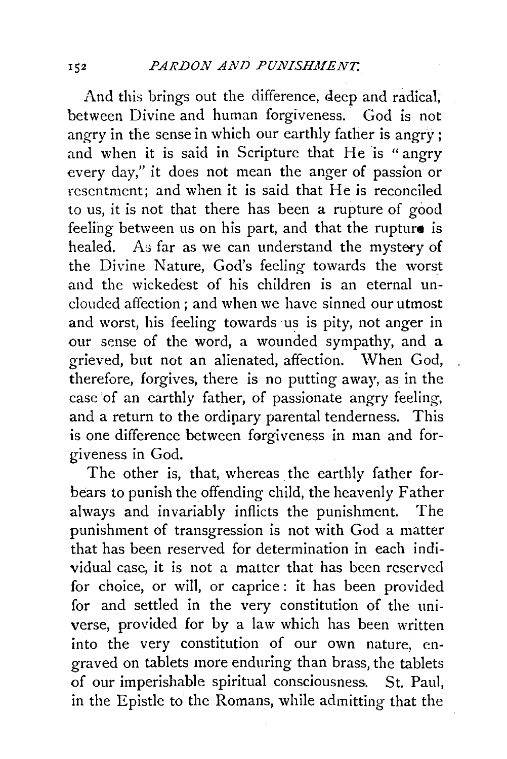And this brings out the difference, deep and radical, between Divine and human forgiveness. God is not angry in the sense in which our earthly father is angry; and when it is said in Scripture that He is "angry every day," it does not mean the anger of passion or resentment; and when it is said that He is reconciled to us, it is not that there has been a rupture of good feeling between us on his part, and that the rupture is healed. As far as we can understand the mystery of the Divine Nature, God's feeling towards the worst and the wickedest of his children is an eternal unclouded affection; and when we have sinned our utmost and worst, his feeling towards us is pity, not anger in our sense of the word, a wounded sympathy, and a grieved, but not an alienated, affection. When God, therefore, forgives, there is no putting away, as in the case of an earthly father, of passionate angry feeling, and a return to the ordinary parental tenderness. This is one difference between forgiveness in man and forgiveness in God.

The other is, that, whereas the earthly father forbears to punish the offending child, the heavenly Father always and invariably inflicts the punishment. The punishment of transgression is not with God a matter that has been reserved for determination in each individual case, it is not a matter that has been reserved for choice, or will, or caprice: it has been provided for and settled in the very constitution of the universe, provided for by a law which has been written into the very constitution of our own nature, engraved on tablets more enduring than brass, the tablets of our imperishable spiritual consciousness. St. Paul, in the Epistle to the Romans, while admitting that the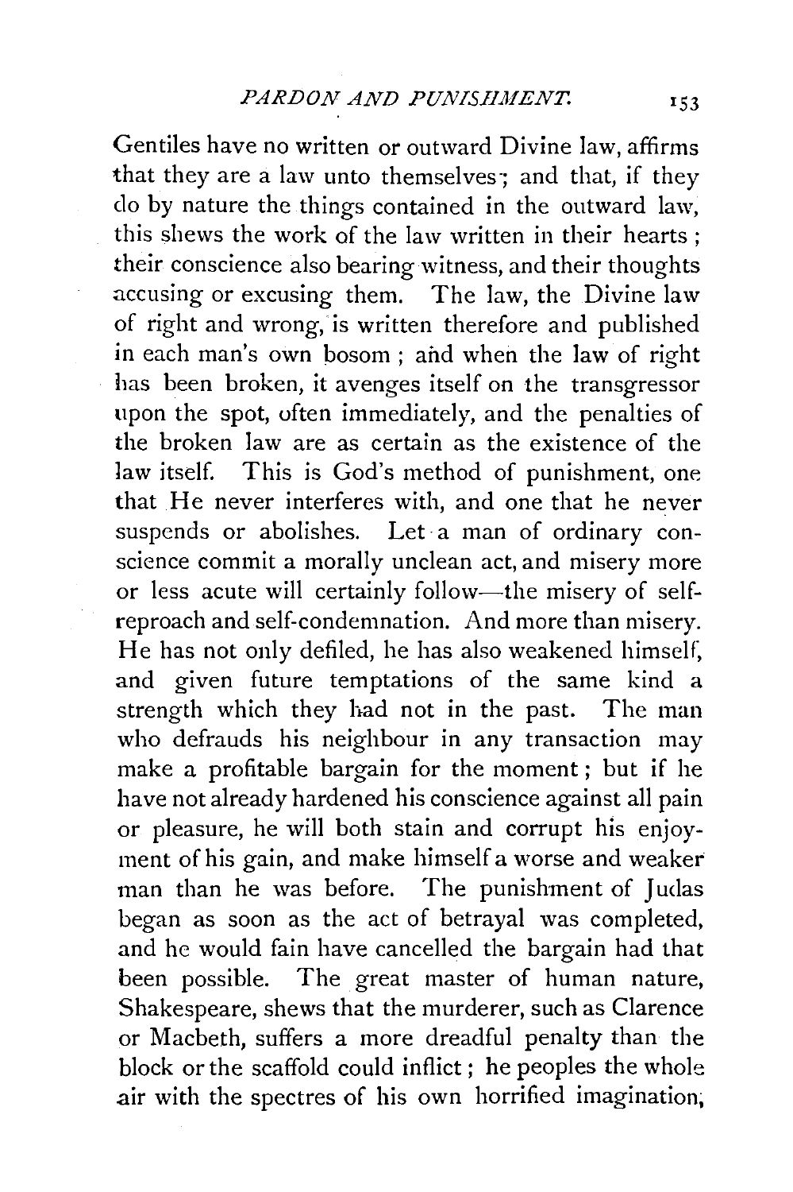Gentiles have no written or outward Divine law, affirms that they are a law unto themselves; and that, if they do by nature the things contained in the outward law, this shews the work of the law written in their hearts; their conscience also bearing witness, and their thoughts accusing or excusing them. The law, the Divine law of right and wrong, is written therefore and published in each man's own bosom; and when the law of right has been broken, it avenges itself on the transgressor upon the spot, often immediately, and the penalties of the broken law are as certain as the existence of the law itself. This is God's method of punishment, one that He never interferes with, and one that he never suspends or abolishes. Let a man of ordinary conscience commit a morally unclean act, and misery more or less acute will certainly follow—the misery of self-reproach and self-condemnation. And more than misery. He has not only defiled, he has also weakened himself, and given future temptations of the same kind a strength which they had not in the past. The man who defrauds his neighbour in any transaction may make a profitable bargain for the moment; but if he have not already hardened his conscience against all pain or pleasure, he will both stain and corrupt his enjoyment of his gain, and make himself a worse and weaker man than he was before. The punishment of Judas began as soon as the act of betrayal was completed, and he would fain have cancelled the bargain had that been possible. The great master of human nature, Shakespeare, shews that the murderer, such as Clarence or Macbeth, suffers a more dreadful penalty than the block or the scaffold could inflict; he peoples the whole air with the spectres of his own horrified imagination;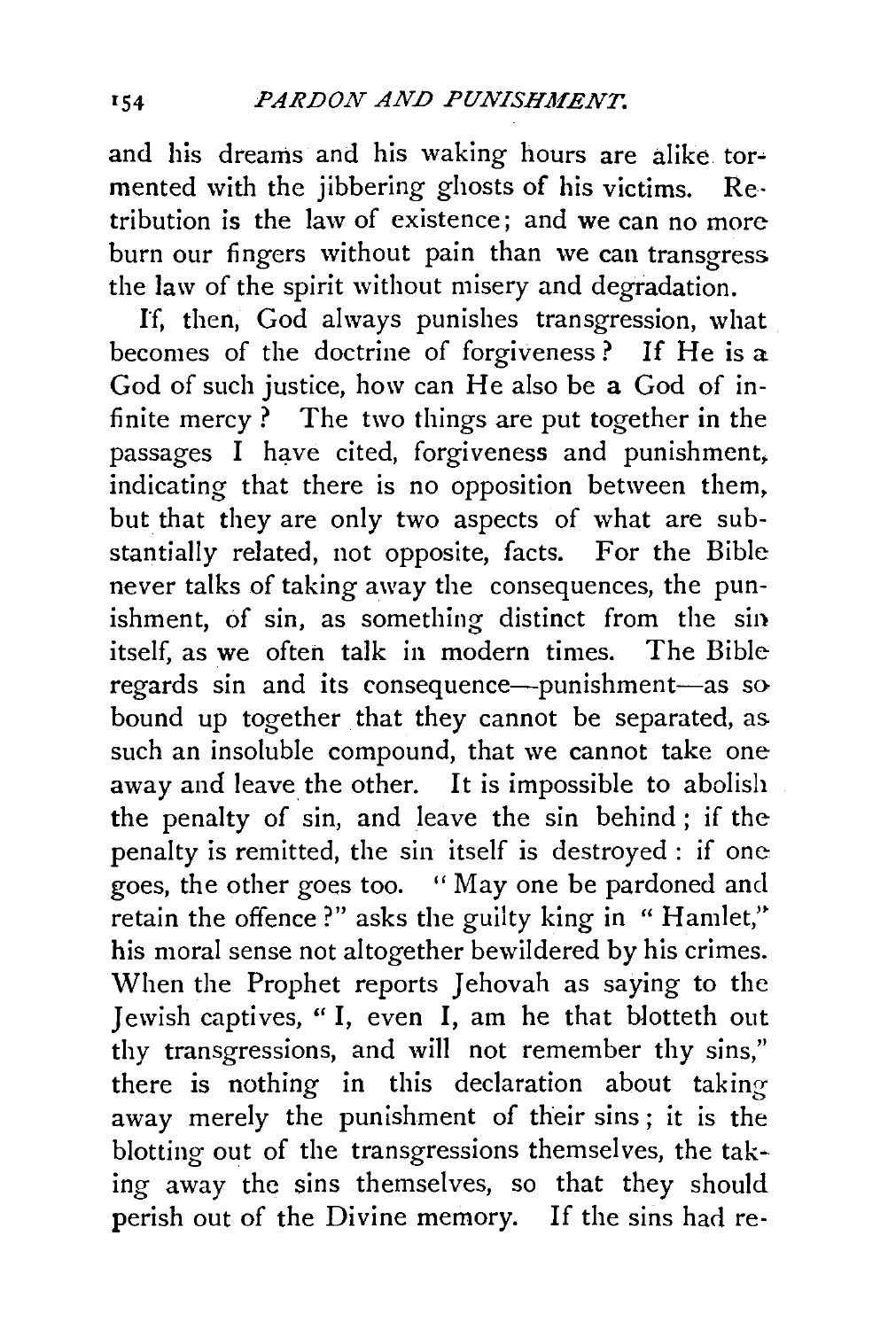and his dreams and his waking hours are alike tormented with the jibbering ghosts of his victims. Retribution is the law of existence; and we can no more burn our fingers without pain than we can transgress the law of the spirit without misery and degradation.

If, then, God always punishes transgression, what becomes of the doctrine of forgiveness? If He is a God of such justice, how can He also be a God of infinite mercy? The two things are put together in the passages I have cited, forgiveness and punishment, indicating that there is no opposition between them, but that they are only two aspects of what are substantially related, not opposite, facts. For the Bible never talks of taking away the consequences, the punishment, of sin, as something distinct from the sin itself, as we often talk in modern times. The Bible regards sin and its consequence—punishment—as so bound up together that they cannot be separated, as such an insoluble compound, that we cannot take one away and leave the other. It is impossible to abolish the penalty of sin, and leave the sin behind; if the penalty is remitted, the sin itself is destroyed: if one goes, the other goes too. "May one be pardoned and retain the offence?" asks the guilty king in "Hamlet," his moral sense not altogether bewildered by his crimes. When the Prophet reports Jehovah as saying to the Jewish captives, "I, even I, am he that blotteth out thy transgressions, and will not remember thy sins," there is nothing in this declaration about taking away merely the punishment of their sins; it is the blotting out of the transgressions themselves, the taking away the sins themselves, so that they should perish out of the Divine memory. If the sins had re-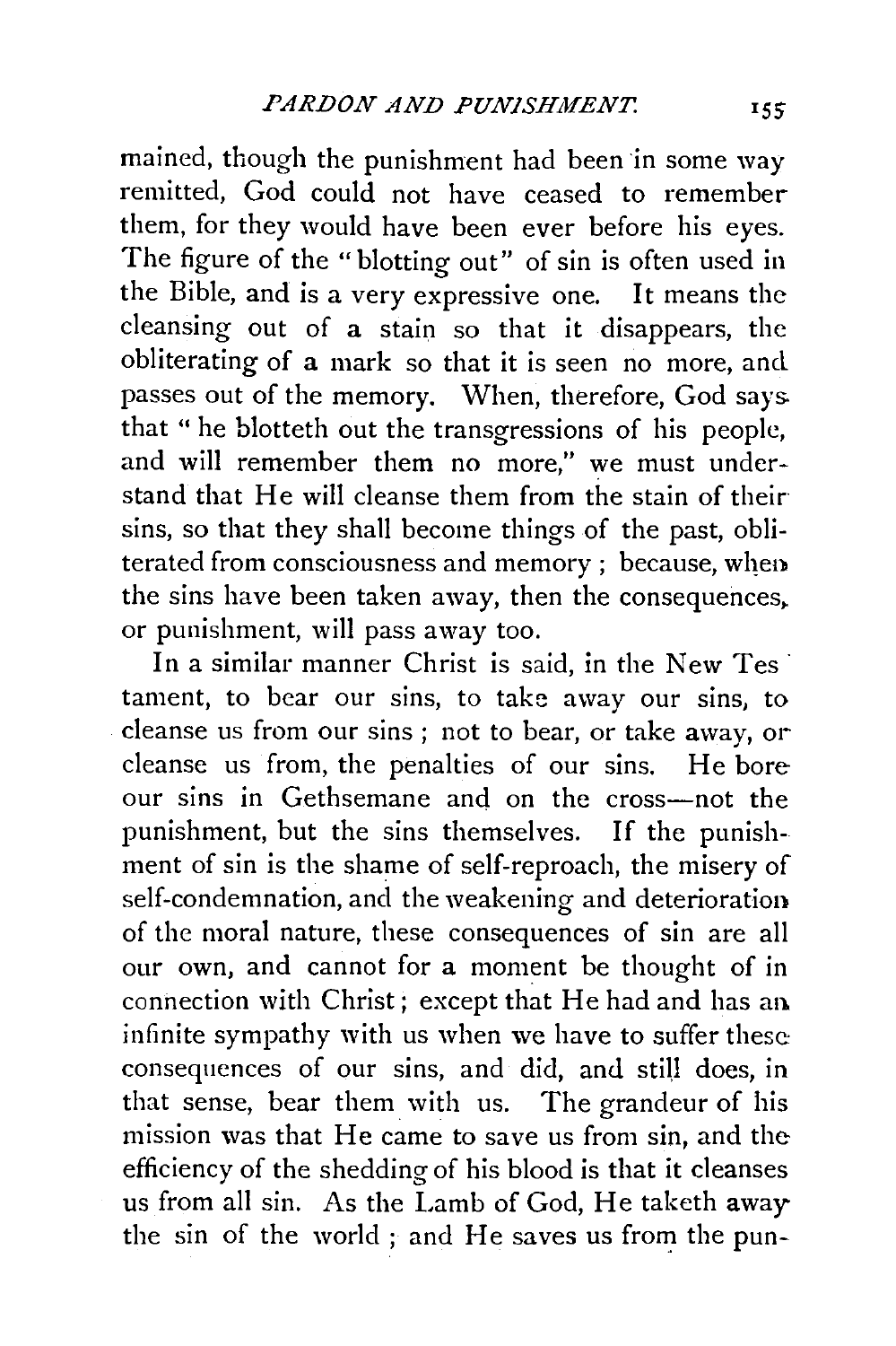mained, though the punishment had been in some way remitted, God could not have ceased to remember them, for they would have been ever before his eyes. The figure of the "blotting out" of sin is often used in the Bible, and is a very expressive one. It means the cleansing out of a stain so that it disappears, the obliterating of a mark so that it is seen no more, and passes out of the memory. When, therefore, God says that "he blotteth out the transgressions of his people, and will remember them no more," we must understand that He will cleanse them from the stain of their sins, so that they shall become things of the past, obliterated from consciousness and memory; because, when the sins have been taken away, then the consequences, or punishment, will pass away too.

In a similar manner Christ is said, in the New Testament, to bear our sins, to take away our sins, to cleanse us from our sins; not to bear, or take away, or cleanse us from, the penalties of our sins. He bore our sins in Gethsemane and on the cross—not the punishment, but the sins themselves. If the punishment of sin is the shame of self-reproach, the misery of self-condemnation, and the weakening and deterioration of the moral nature, these consequences of sin are all our own, and cannot for a moment be thought of in connection with Christ; except that He had and has an infinite sympathy with us when we have to suffer these consequences of our sins, and did, and still does, in that sense, bear them with us. The grandeur of his mission was that He came to save us from sin, and the efficiency of the shedding of his blood is that it cleanses us from all sin. As the Lamb of God, He taketh away the sin of the world; and He saves us from the pun-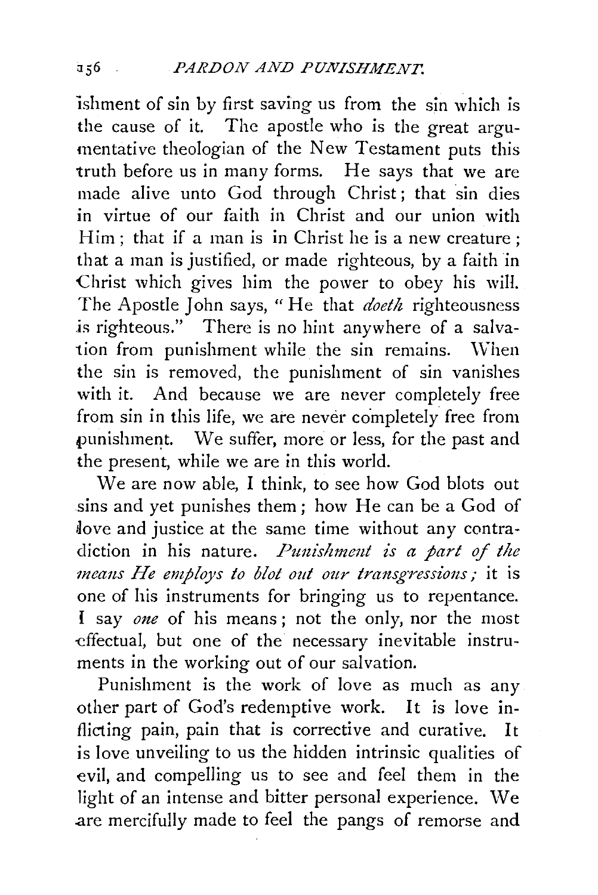ishment of sin by first saving us from the sin which is the cause of it. The apostle who is the great argumentative theologian of the New Testament puts this truth before us in many forms. He says that we are made alive unto God through Christ; that sin dies in virtue of our faith in Christ and our union with Him; that if a man is in Christ he is a new creature; that a man is justified, or made righteous, by a faith in Christ which gives him the power to obey his will. The Apostle John says, "He that *doeth* righteousness is righteous." There is no hint anywhere of a salvation from punishment while the sin remains. When the sin is removed, the punishment of sin vanishes with it. And because we are never completely free from sin in this life, we are never completely free from punishment. We suffer, more or less, for the past and the present, while we are in this world.

We are now able, I think, to see how God blots out sins and yet punishes them; how He can be a God of love and justice at the same time without any contradiction in his nature. *Punishment is a part of the means He employs to blot out our transgressions;* it is one of his instruments for bringing us to repentance. I say *one* of his means; not the only, nor the most effectual, but one of the necessary inevitable instruments in the working out of our salvation.

Punishment is the work of love as much as any other part of God's redemptive work. It is love inflicting pain, pain that is corrective and curative. It is love unveiling to us the hidden intrinsic qualities of evil, and compelling us to see and feel them in the light of an intense and bitter personal experience. We are mercifully made to feel the pangs of remorse and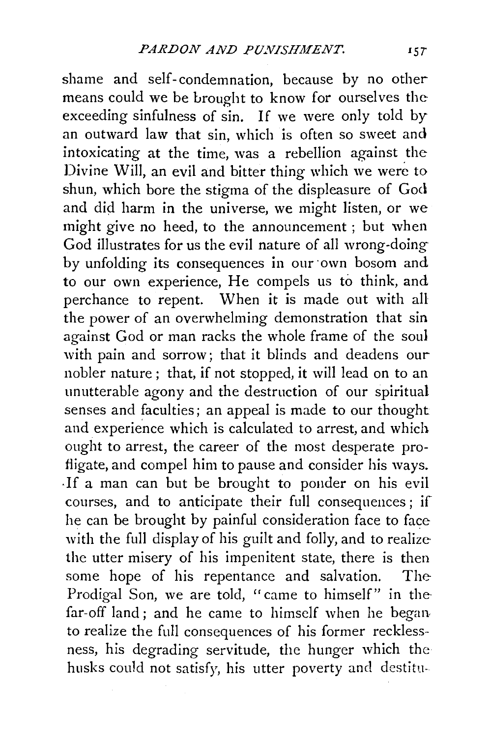shame and self-condemnation, because by no other means could we be brought to know for ourselves the exceeding sinfulness of sin. If we were only told by an outward law that sin, which is often so sweet and intoxicating at the time, was a rebellion against the Divine Will, an evil and bitter thing which we were to shun, which bore the stigma of the displeasure of God and did harm in the universe, we might listen, or we might give no heed, to the announcement; but when God illustrates for us the evil nature of all wrong-doing by unfolding its consequences in our own bosom and to our own experience, He compels us to think, and perchance to repent. When it is made out with all the power of an overwhelming demonstration that sin against God or man racks the whole frame of the soul with pain and sorrow; that it blinds and deadens our nobler nature; that, if not stopped, it will lead on to an unutterable agony and the destruction of our spiritual senses and faculties; an appeal is made to our thought and experience which is calculated to arrest, and which ought to arrest, the career of the most desperate profligate, and compel him to pause and consider his ways. If a man can but be brought to ponder on his evil courses, and to anticipate their full consequences; if he can be brought by painful consideration face to face with the full display of his guilt and folly, and to realize the utter misery of his impenitent state, there is then some hope of his repentance and salvation. The Prodigal Son, we are told, "came to himself" in the far-off land; and he came to himself when he began to realize the full consequences of his former recklessness, his degrading servitude, the hunger which the husks could not satisfy, his utter poverty and destitu-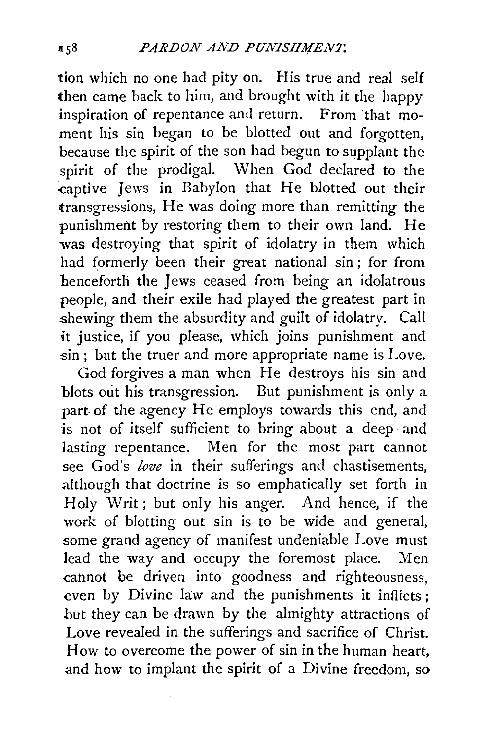tion which no one had pity on. His true and real self then came back to him, and brought with it the happy inspiration of repentance and return. From that moment his sin began to be blotted out and forgotten, because the spirit of the son had begun to supplant the spirit of the prodigal. When God declared to the captive Jews in Babylon that He blotted out their transgressions, He was doing more than remitting the punishment by restoring them to their own land. He was destroying that spirit of idolatry in them which had formerly been their great national sin; for from henceforth the Jews ceased from being an idolatrous people, and their exile had played the greatest part in shewing them the absurdity and guilt of idolatry. Call it justice, if you please, which joins punishment and sin; but the truer and more appropriate name is Love.

God forgives a man when He destroys his sin and blots out his transgression. But punishment is only a part of the agency He employs towards this end, and is not of itself sufficient to bring about a deep and lasting repentance. Men for the most part cannot see God's *love* in their sufferings and chastisements, although that doctrine is so emphatically set forth in Holy Writ; but only his anger. And hence, if the work of blotting out sin is to be wide and general, some grand agency of manifest undeniable Love must lead the way and occupy the foremost place. Men cannot be driven into goodness and righteousness, even by Divine law and the punishments it inflicts; but they can be drawn by the almighty attractions of Love revealed in the sufferings and sacrifice of Christ. How to overcome the power of sin in the human heart, and how to implant the spirit of a Divine freedom, so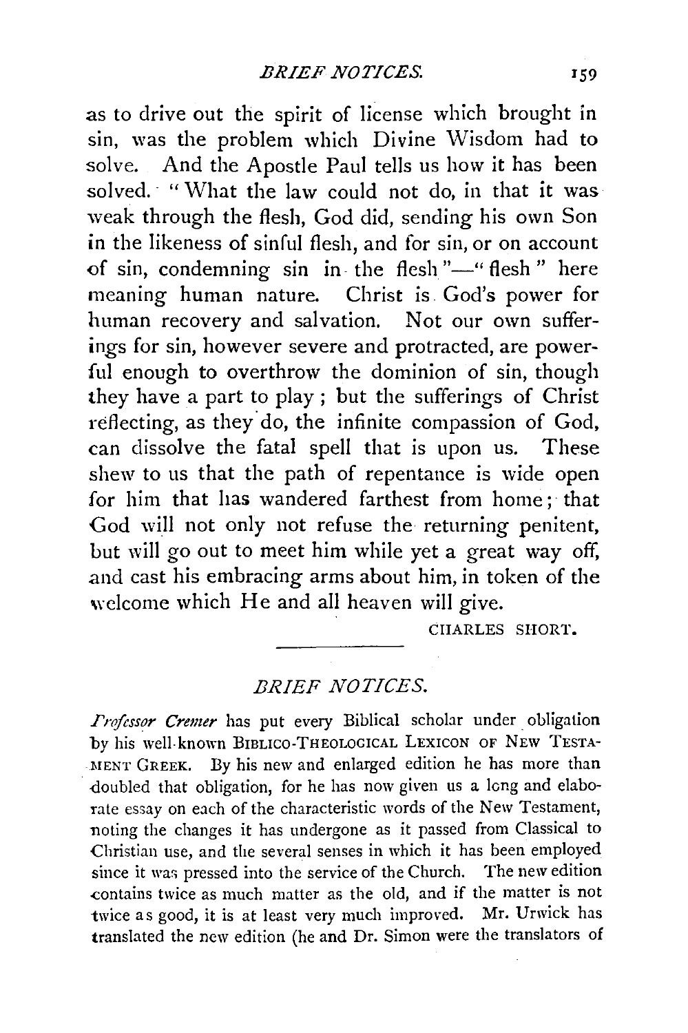as to drive out the spirit of license which brought in sin, was the problem which Divine Wisdom had to solve. And the Apostle Paul tells us how it has been solved. "What the law could not do, in that it was weak through the flesh, God did, sending his own Son in the likeness of sinful flesh, and for sin, or on account of sin, condemning sin in the flesh"—"flesh" here meaning human nature. Christ is God's power for human recovery and salvation. Not our own sufferings for sin, however severe and protracted, are powerful enough to overthrow the dominion of sin, though they have a part to play; but the sufferings of Christ reflecting, as they do, the infinite compassion of God, can dissolve the fatal spell that is upon us. These shew to us that the path of repentance is wide open for him that has wandered farthest from home; that God will not only not refuse the returning penitent, but will go out to meet him while yet a great way off, and cast his embracing arms about him, in token of the welcome which He and all heaven will give.

CHARLES SHORT.

---

## *BRIEF NOTICES.*

*Professor Cremer* has put every Biblical scholar under obligation by his well-known BIBLICO-THEOLOGICAL LEXICON OF NEW TESTAMENT GREEK. By his new and enlarged edition he has more than doubled that obligation, for he has now given us a long and elaborate essay on each of the characteristic words of the New Testament, noting the changes it has undergone as it passed from Classical to Christian use, and the several senses in which it has been employed since it was pressed into the service of the Church. The new edition contains twice as much matter as the old, and if the matter is not twice as good, it is at least very much improved. Mr. Urwick has translated the new edition (he and Dr. Simon were the translators of